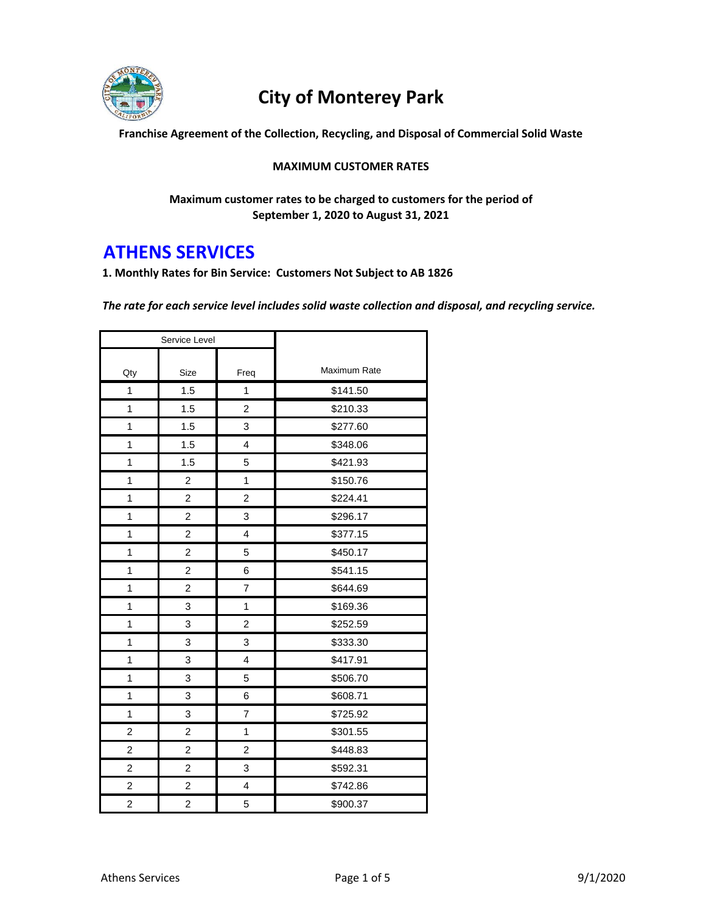# City of Monterey Park

**Franchise Agreement of the Collection, Recycling, and Disposal of Commercial Solid Waste**

**MAXIMUM CUSTOMER RATES**

**Maximum customer rates to be charged to customers for the period of September 1, 2020 to August 31, 2021**

## ATHENS SERVICES

**1. Monthly Rates for Bin Service: Customers Not Subject to AB 1826**

***The rate for each service level includes solid waste collection and disposal, and recycling service.***

| Service Level | | | Maximum Rate |
|---|---|---|---|
| Qty | Size | Freq | |
| 1 | 1.5 | 1 | $141.50 |
| 1 | 1.5 | 2 | $210.33 |
| 1 | 1.5 | 3 | $277.60 |
| 1 | 1.5 | 4 | $348.06 |
| 1 | 1.5 | 5 | $421.93 |
| 1 | 2 | 1 | $150.76 |
| 1 | 2 | 2 | $224.41 |
| 1 | 2 | 3 | $296.17 |
| 1 | 2 | 4 | $377.15 |
| 1 | 2 | 5 | $450.17 |
| 1 | 2 | 6 | $541.15 |
| 1 | 2 | 7 | $644.69 |
| 1 | 3 | 1 | $169.36 |
| 1 | 3 | 2 | $252.59 |
| 1 | 3 | 3 | $333.30 |
| 1 | 3 | 4 | $417.91 |
| 1 | 3 | 5 | $506.70 |
| 1 | 3 | 6 | $608.71 |
| 1 | 3 | 7 | $725.92 |
| 2 | 2 | 1 | $301.55 |
| 2 | 2 | 2 | $448.83 |
| 2 | 2 | 3 | $592.31 |
| 2 | 2 | 4 | $742.86 |
| 2 | 2 | 5 | $900.37 |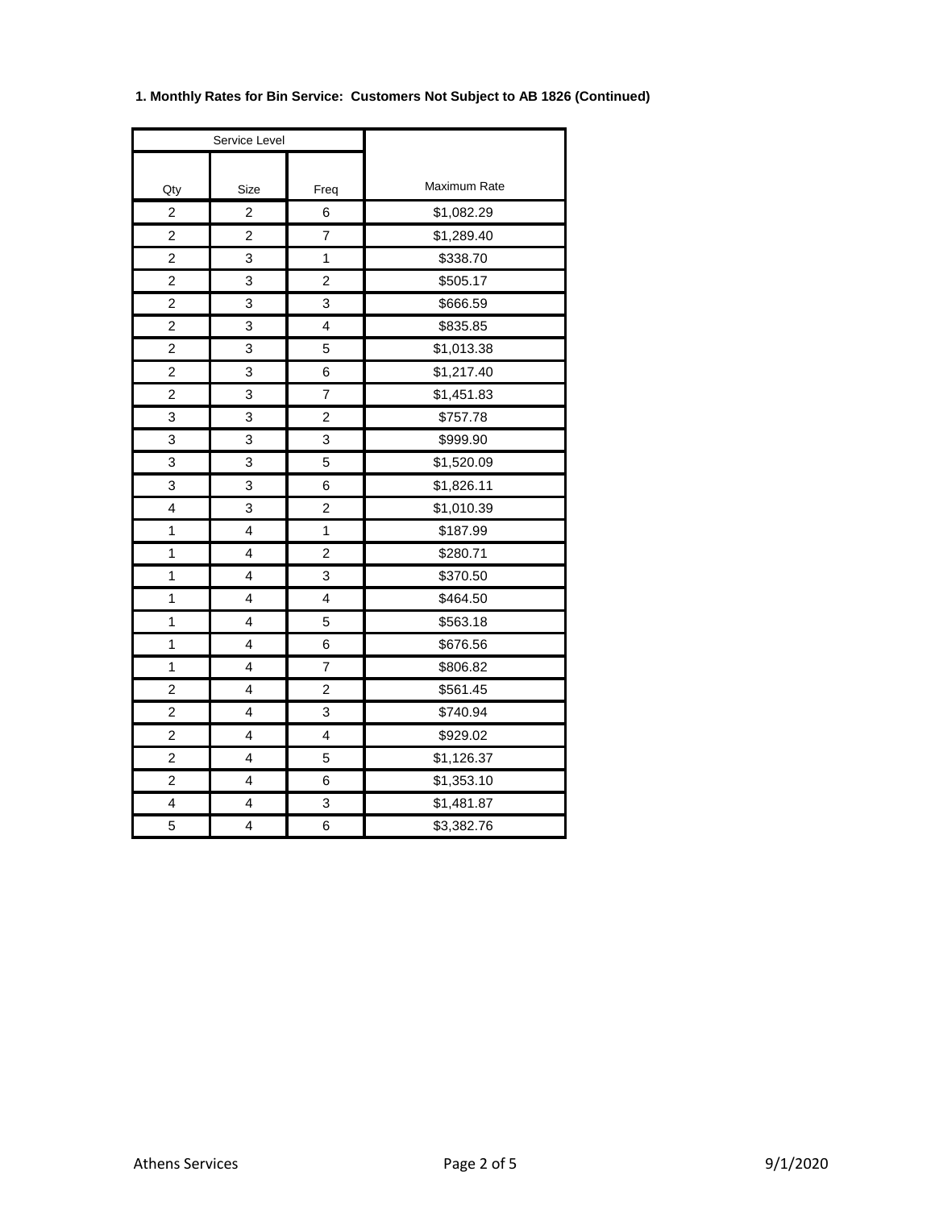**1. Monthly Rates for Bin Service: Customers Not Subject to AB 1826 (Continued)**

| Service Level | | | |
|---|---|---|---|
| Qty | Size | Freq | Maximum Rate |
| 2 | 2 | 6 | $1,082.29 |
| 2 | 2 | 7 | $1,289.40 |
| 2 | 3 | 1 | $338.70 |
| 2 | 3 | 2 | $505.17 |
| 2 | 3 | 3 | $666.59 |
| 2 | 3 | 4 | $835.85 |
| 2 | 3 | 5 | $1,013.38 |
| 2 | 3 | 6 | $1,217.40 |
| 2 | 3 | 7 | $1,451.83 |
| 3 | 3 | 2 | $757.78 |
| 3 | 3 | 3 | $999.90 |
| 3 | 3 | 5 | $1,520.09 |
| 3 | 3 | 6 | $1,826.11 |
| 4 | 3 | 2 | $1,010.39 |
| 1 | 4 | 1 | $187.99 |
| 1 | 4 | 2 | $280.71 |
| 1 | 4 | 3 | $370.50 |
| 1 | 4 | 4 | $464.50 |
| 1 | 4 | 5 | $563.18 |
| 1 | 4 | 6 | $676.56 |
| 1 | 4 | 7 | $806.82 |
| 2 | 4 | 2 | $561.45 |
| 2 | 4 | 3 | $740.94 |
| 2 | 4 | 4 | $929.02 |
| 2 | 4 | 5 | $1,126.37 |
| 2 | 4 | 6 | $1,353.10 |
| 4 | 4 | 3 | $1,481.87 |
| 5 | 4 | 6 | $3,382.76 |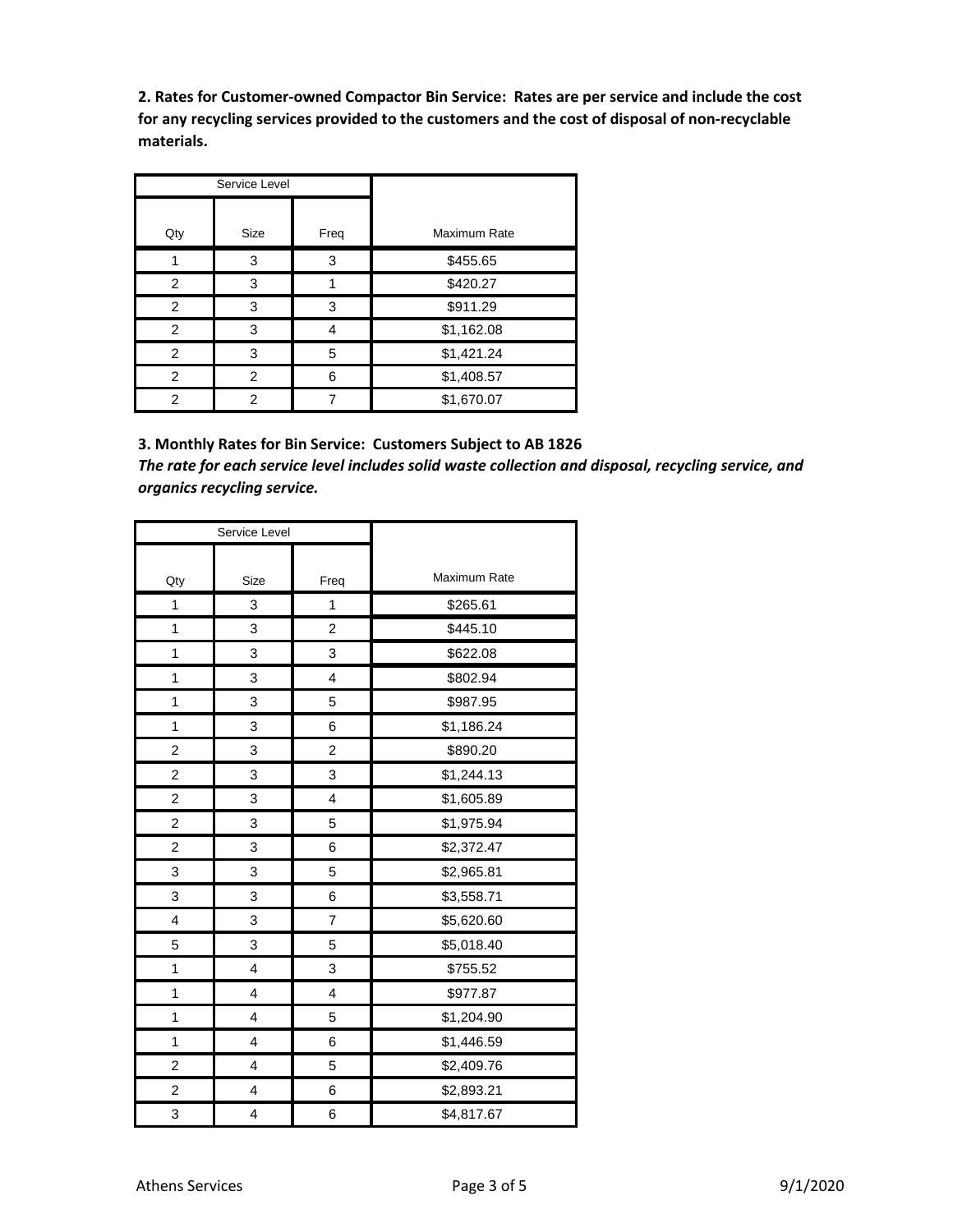**2. Rates for Customer-owned Compactor Bin Service: Rates are per service and include the cost for any recycling services provided to the customers and the cost of disposal of non-recyclable materials.**

| Service Level | | | |
|---|---|---|---|
| Qty | Size | Freq | Maximum Rate |
| 1 | 3 | 3 | $455.65 |
| 2 | 3 | 1 | $420.27 |
| 2 | 3 | 3 | $911.29 |
| 2 | 3 | 4 | $1,162.08 |
| 2 | 3 | 5 | $1,421.24 |
| 2 | 2 | 6 | $1,408.57 |
| 2 | 2 | 7 | $1,670.07 |

**3. Monthly Rates for Bin Service: Customers Subject to AB 1826**

***The rate for each service level includes solid waste collection and disposal, recycling service, and organics recycling service.***

| Service Level | | | |
|---|---|---|---|
| Qty | Size | Freq | Maximum Rate |
| 1 | 3 | 1 | $265.61 |
| 1 | 3 | 2 | $445.10 |
| 1 | 3 | 3 | $622.08 |
| 1 | 3 | 4 | $802.94 |
| 1 | 3 | 5 | $987.95 |
| 1 | 3 | 6 | $1,186.24 |
| 2 | 3 | 2 | $890.20 |
| 2 | 3 | 3 | $1,244.13 |
| 2 | 3 | 4 | $1,605.89 |
| 2 | 3 | 5 | $1,975.94 |
| 2 | 3 | 6 | $2,372.47 |
| 3 | 3 | 5 | $2,965.81 |
| 3 | 3 | 6 | $3,558.71 |
| 4 | 3 | 7 | $5,620.60 |
| 5 | 3 | 5 | $5,018.40 |
| 1 | 4 | 3 | $755.52 |
| 1 | 4 | 4 | $977.87 |
| 1 | 4 | 5 | $1,204.90 |
| 1 | 4 | 6 | $1,446.59 |
| 2 | 4 | 5 | $2,409.76 |
| 2 | 4 | 6 | $2,893.21 |
| 3 | 4 | 6 | $4,817.67 |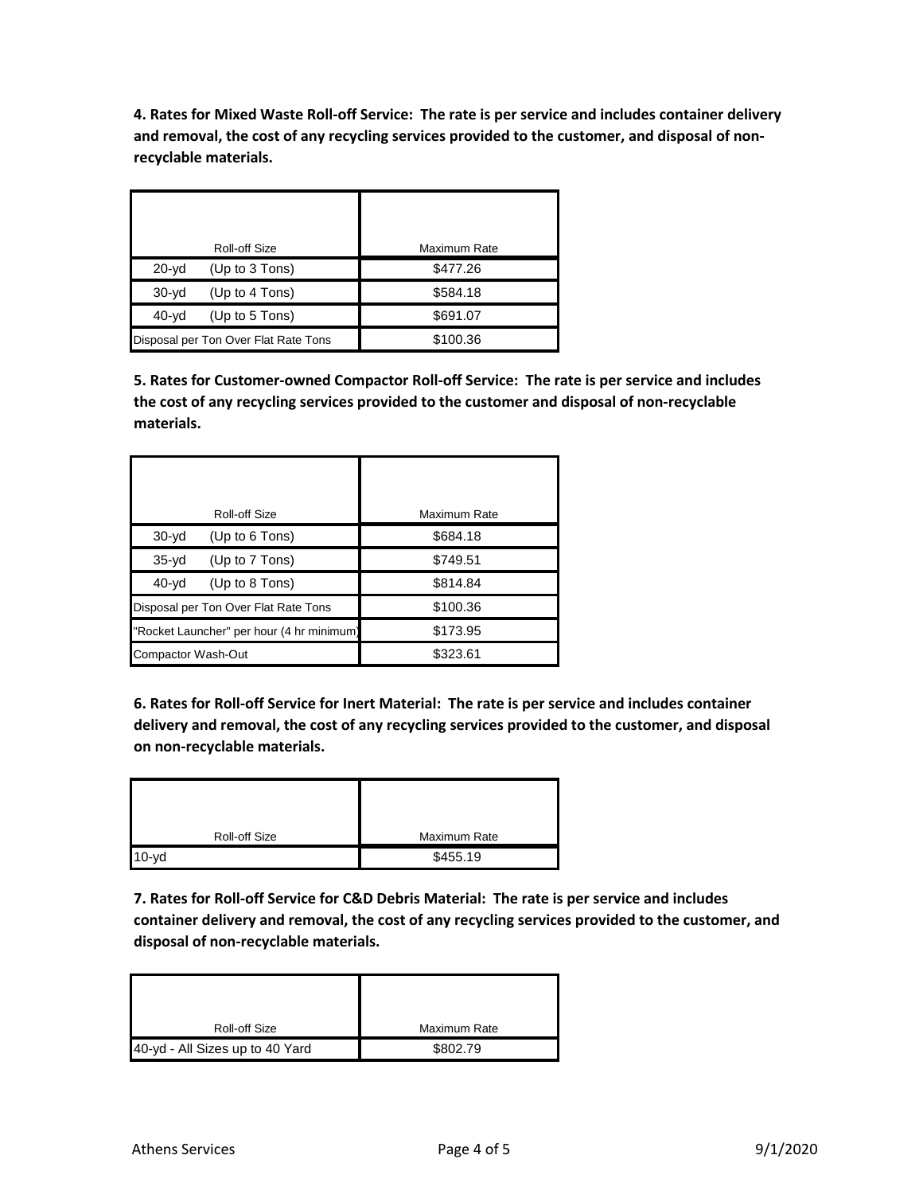**4. Rates for Mixed Waste Roll-off Service: The rate is per service and includes container delivery and removal, the cost of any recycling services provided to the customer, and disposal of non-recyclable materials.**

| Roll-off Size | Maximum Rate |
|---|---|
| 20-yd (Up to 3 Tons) | $477.26 |
| 30-yd (Up to 4 Tons) | $584.18 |
| 40-yd (Up to 5 Tons) | $691.07 |
| Disposal per Ton Over Flat Rate Tons | $100.36 |

**5. Rates for Customer-owned Compactor Roll-off Service: The rate is per service and includes the cost of any recycling services provided to the customer and disposal of non-recyclable materials.**

| Roll-off Size | Maximum Rate |
|---|---|
| 30-yd (Up to 6 Tons) | $684.18 |
| 35-yd (Up to 7 Tons) | $749.51 |
| 40-yd (Up to 8 Tons) | $814.84 |
| Disposal per Ton Over Flat Rate Tons | $100.36 |
| "Rocket Launcher" per hour (4 hr minimum) | $173.95 |
| Compactor Wash-Out | $323.61 |

**6. Rates for Roll-off Service for Inert Material: The rate is per service and includes container delivery and removal, the cost of any recycling services provided to the customer, and disposal on non-recyclable materials.**

| Roll-off Size | Maximum Rate |
|---|---|
| 10-yd | $455.19 |

**7. Rates for Roll-off Service for C&D Debris Material: The rate is per service and includes container delivery and removal, the cost of any recycling services provided to the customer, and disposal of non-recyclable materials.**

| Roll-off Size | Maximum Rate |
|---|---|
| 40-yd - All Sizes up to 40 Yard | $802.79 |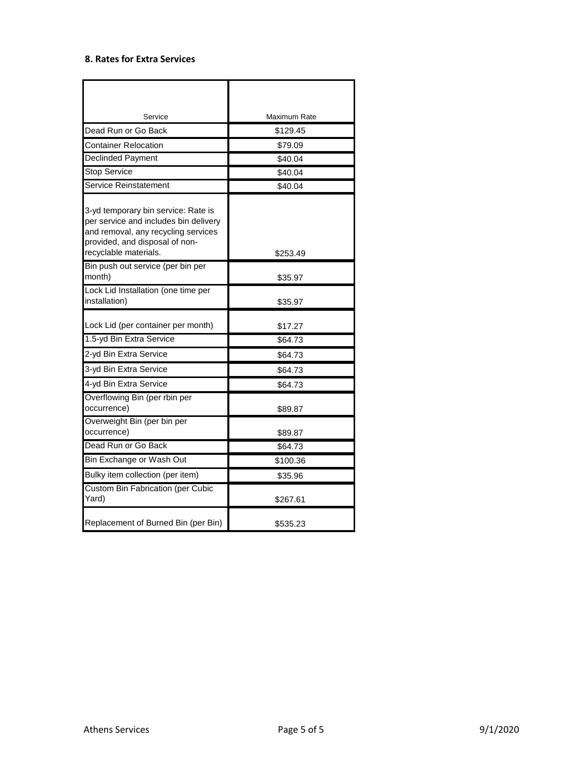### 8. Rates for Extra Services

| Service | Maximum Rate |
|---|---|
| Dead Run or Go Back | $129.45 |
| Container Relocation | $79.09 |
| Declinded Payment | $40.04 |
| Stop Service | $40.04 |
| Service Reinstatement | $40.04 |
| 3-yd temporary bin service: Rate is per service and includes bin delivery and removal, any recycling services provided, and disposal of non-recyclable materials. | $253.49 |
| Bin push out service (per bin per month) | $35.97 |
| Lock Lid Installation (one time per installation) | $35.97 |
| Lock Lid (per container per month) | $17.27 |
| 1.5-yd Bin Extra Service | $64.73 |
| 2-yd Bin Extra Service | $64.73 |
| 3-yd Bin Extra Service | $64.73 |
| 4-yd Bin Extra Service | $64.73 |
| Overflowing Bin (per rbin per occurrence) | $89.87 |
| Overweight Bin (per bin per occurrence) | $89.87 |
| Dead Run or Go Back | $64.73 |
| Bin Exchange or Wash Out | $100.36 |
| Bulky item collection (per item) | $35.96 |
| Custom Bin Fabrication (per Cubic Yard) | $267.61 |
| Replacement of Burned Bin (per Bin) | $535.23 |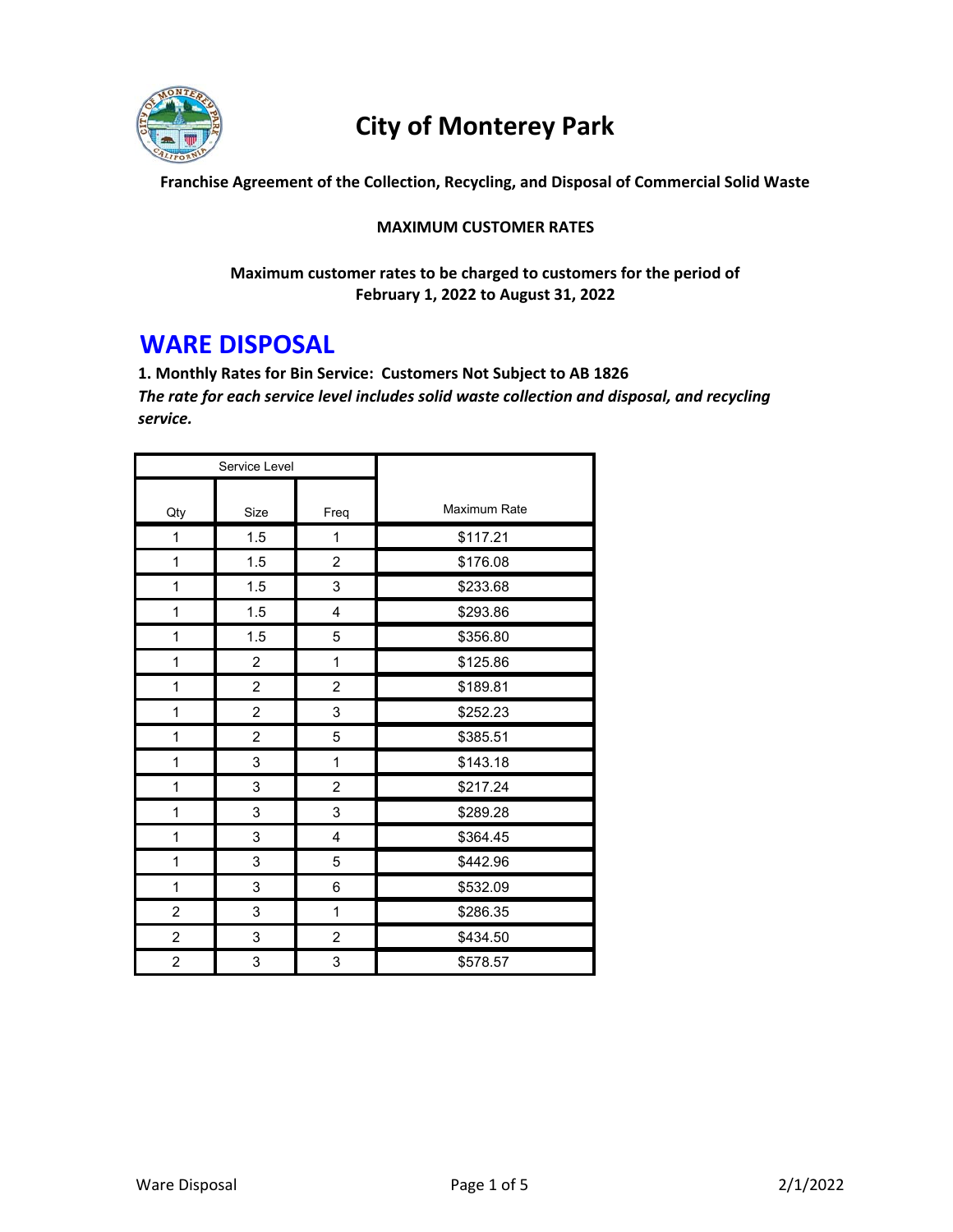# City of Monterey Park

**Franchise Agreement of the Collection, Recycling, and Disposal of Commercial Solid Waste**

**MAXIMUM CUSTOMER RATES**

**Maximum customer rates to be charged to customers for the period of February 1, 2022 to August 31, 2022**

## WARE DISPOSAL

**1. Monthly Rates for Bin Service: Customers Not Subject to AB 1826**

***The rate for each service level includes solid waste collection and disposal, and recycling service.***

| Service Level | | | Maximum Rate |
|---|---|---|---|
| Qty | Size | Freq | |
| 1 | 1.5 | 1 | $117.21 |
| 1 | 1.5 | 2 | $176.08 |
| 1 | 1.5 | 3 | $233.68 |
| 1 | 1.5 | 4 | $293.86 |
| 1 | 1.5 | 5 | $356.80 |
| 1 | 2 | 1 | $125.86 |
| 1 | 2 | 2 | $189.81 |
| 1 | 2 | 3 | $252.23 |
| 1 | 2 | 5 | $385.51 |
| 1 | 3 | 1 | $143.18 |
| 1 | 3 | 2 | $217.24 |
| 1 | 3 | 3 | $289.28 |
| 1 | 3 | 4 | $364.45 |
| 1 | 3 | 5 | $442.96 |
| 1 | 3 | 6 | $532.09 |
| 2 | 3 | 1 | $286.35 |
| 2 | 3 | 2 | $434.50 |
| 2 | 3 | 3 | $578.57 |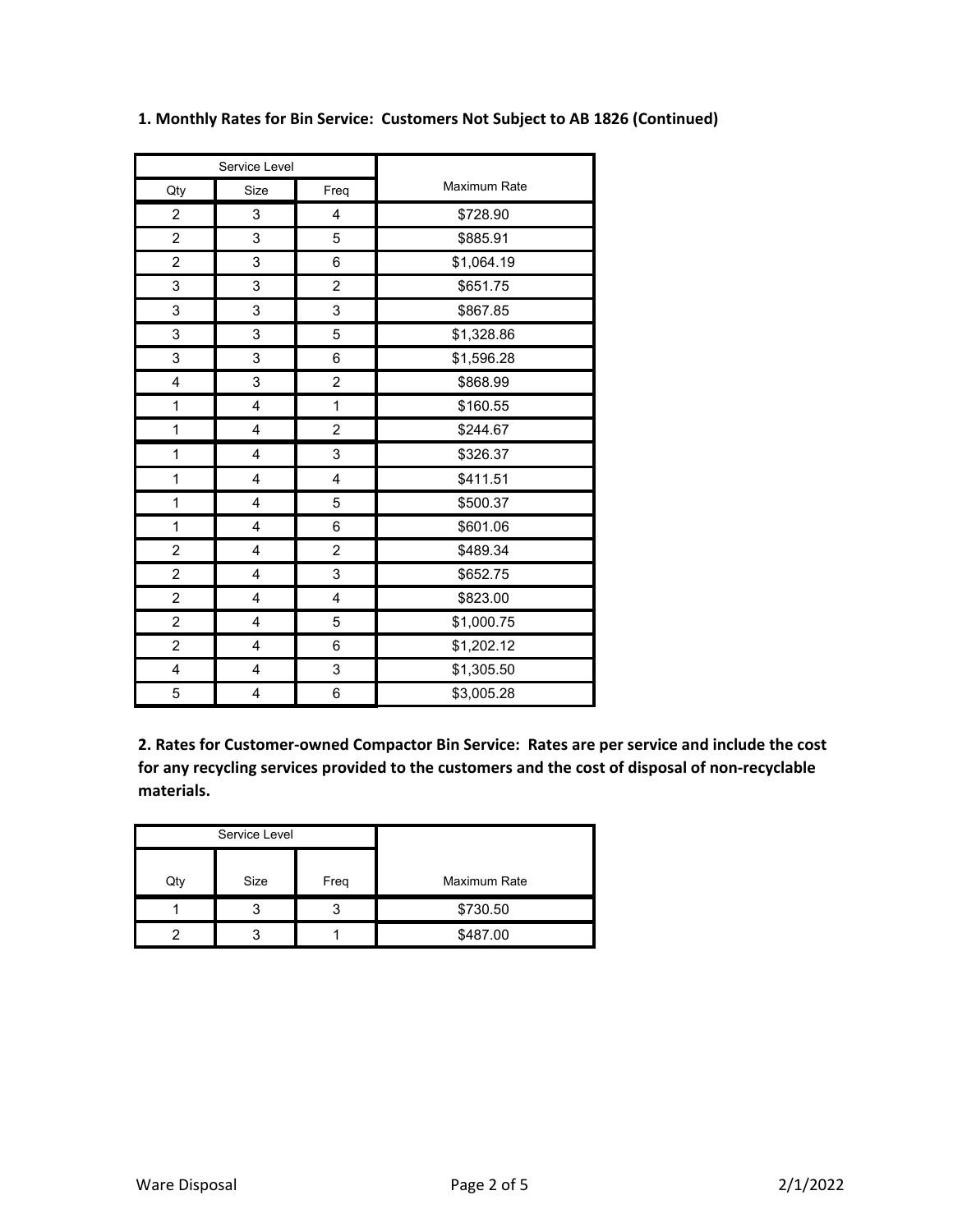**1. Monthly Rates for Bin Service: Customers Not Subject to AB 1826 (Continued)**

| Service Level | | | Maximum Rate |
|---|---|---|---|
| Qty | Size | Freq | |
| 2 | 3 | 4 | $728.90 |
| 2 | 3 | 5 | $885.91 |
| 2 | 3 | 6 | $1,064.19 |
| 3 | 3 | 2 | $651.75 |
| 3 | 3 | 3 | $867.85 |
| 3 | 3 | 5 | $1,328.86 |
| 3 | 3 | 6 | $1,596.28 |
| 4 | 3 | 2 | $868.99 |
| 1 | 4 | 1 | $160.55 |
| 1 | 4 | 2 | $244.67 |
| 1 | 4 | 3 | $326.37 |
| 1 | 4 | 4 | $411.51 |
| 1 | 4 | 5 | $500.37 |
| 1 | 4 | 6 | $601.06 |
| 2 | 4 | 2 | $489.34 |
| 2 | 4 | 3 | $652.75 |
| 2 | 4 | 4 | $823.00 |
| 2 | 4 | 5 | $1,000.75 |
| 2 | 4 | 6 | $1,202.12 |
| 4 | 4 | 3 | $1,305.50 |
| 5 | 4 | 6 | $3,005.28 |

**2. Rates for Customer-owned Compactor Bin Service: Rates are per service and include the cost for any recycling services provided to the customers and the cost of disposal of non-recyclable materials.**

| Service Level | | | Maximum Rate |
|---|---|---|---|
| Qty | Size | Freq | |
| 1 | 3 | 3 | $730.50 |
| 2 | 3 | 1 | $487.00 |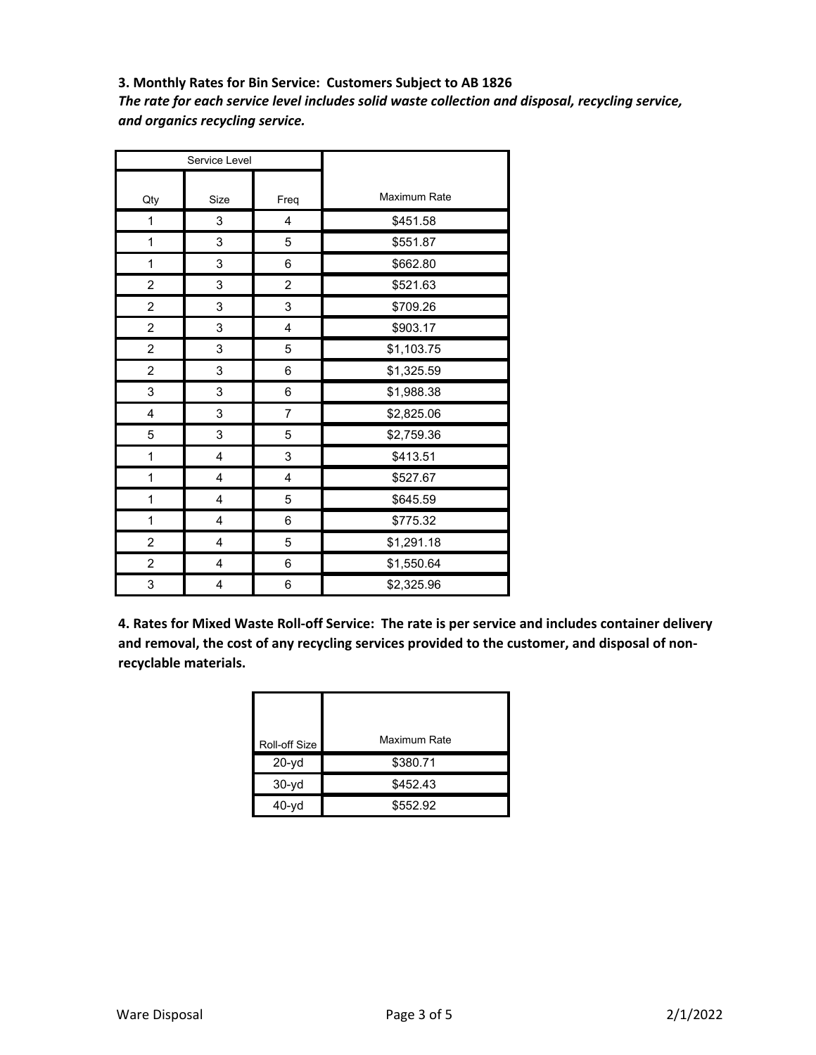**3. Monthly Rates for Bin Service: Customers Subject to AB 1826**

***The rate for each service level includes solid waste collection and disposal, recycling service, and organics recycling service.***

| Service Level | | | |
|---|---|---|---|
| Qty | Size | Freq | Maximum Rate |
| 1 | 3 | 4 | $451.58 |
| 1 | 3 | 5 | $551.87 |
| 1 | 3 | 6 | $662.80 |
| 2 | 3 | 2 | $521.63 |
| 2 | 3 | 3 | $709.26 |
| 2 | 3 | 4 | $903.17 |
| 2 | 3 | 5 | $1,103.75 |
| 2 | 3 | 6 | $1,325.59 |
| 3 | 3 | 6 | $1,988.38 |
| 4 | 3 | 7 | $2,825.06 |
| 5 | 3 | 5 | $2,759.36 |
| 1 | 4 | 3 | $413.51 |
| 1 | 4 | 4 | $527.67 |
| 1 | 4 | 5 | $645.59 |
| 1 | 4 | 6 | $775.32 |
| 2 | 4 | 5 | $1,291.18 |
| 2 | 4 | 6 | $1,550.64 |
| 3 | 4 | 6 | $2,325.96 |

**4. Rates for Mixed Waste Roll-off Service: The rate is per service and includes container delivery and removal, the cost of any recycling services provided to the customer, and disposal of non-recyclable materials.**

| Roll-off Size | Maximum Rate |
|---|---|
| 20-yd | $380.71 |
| 30-yd | $452.43 |
| 40-yd | $552.92 |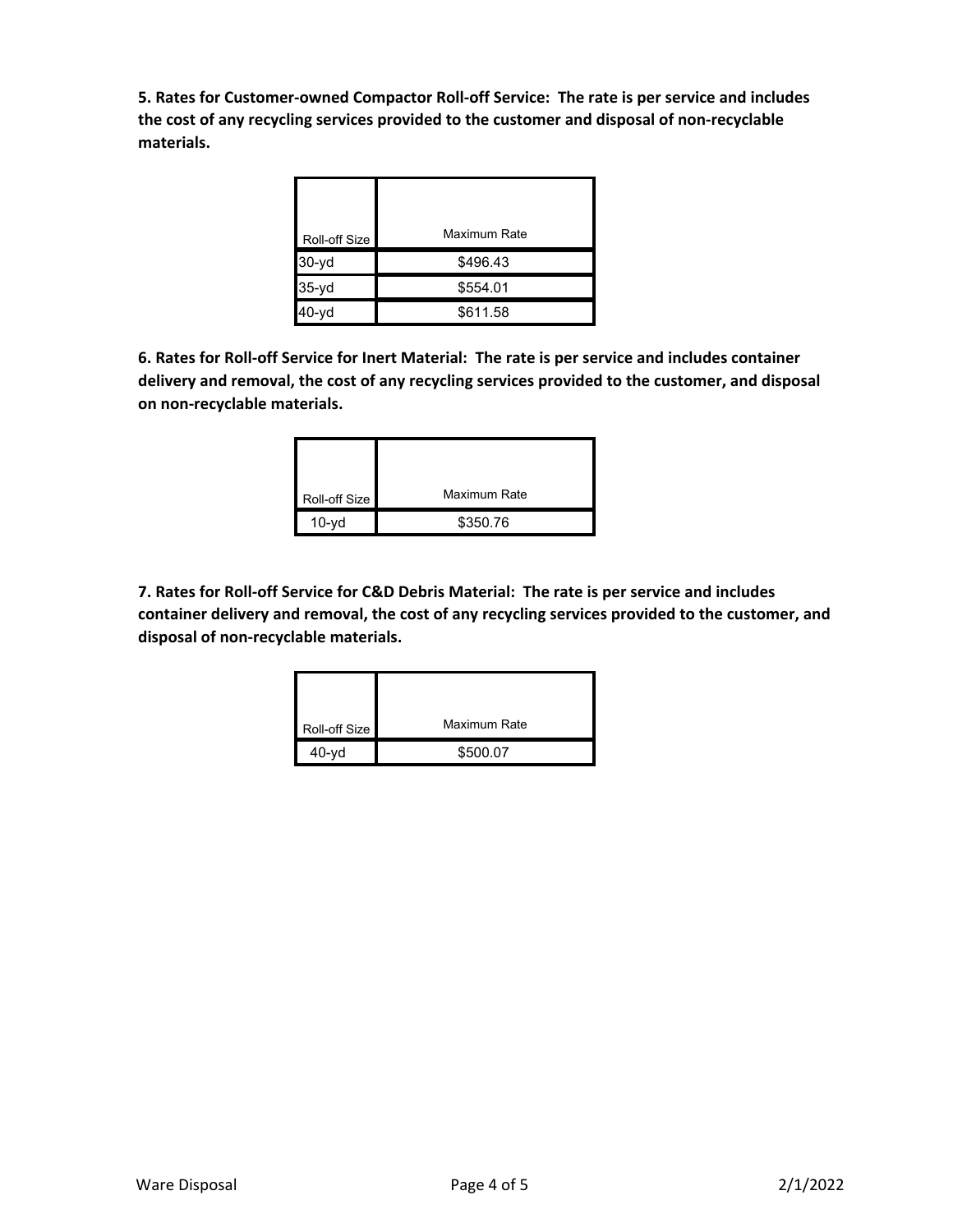**5. Rates for Customer-owned Compactor Roll-off Service: The rate is per service and includes the cost of any recycling services provided to the customer and disposal of non-recyclable materials.**

| Roll-off Size | Maximum Rate |
| --- | --- |
| 30-yd | $496.43 |
| 35-yd | $554.01 |
| 40-yd | $611.58 |

**6. Rates for Roll-off Service for Inert Material: The rate is per service and includes container delivery and removal, the cost of any recycling services provided to the customer, and disposal on non-recyclable materials.**

| Roll-off Size | Maximum Rate |
| --- | --- |
| 10-yd | $350.76 |

**7. Rates for Roll-off Service for C&D Debris Material: The rate is per service and includes container delivery and removal, the cost of any recycling services provided to the customer, and disposal of non-recyclable materials.**

| Roll-off Size | Maximum Rate |
| --- | --- |
| 40-yd | $500.07 |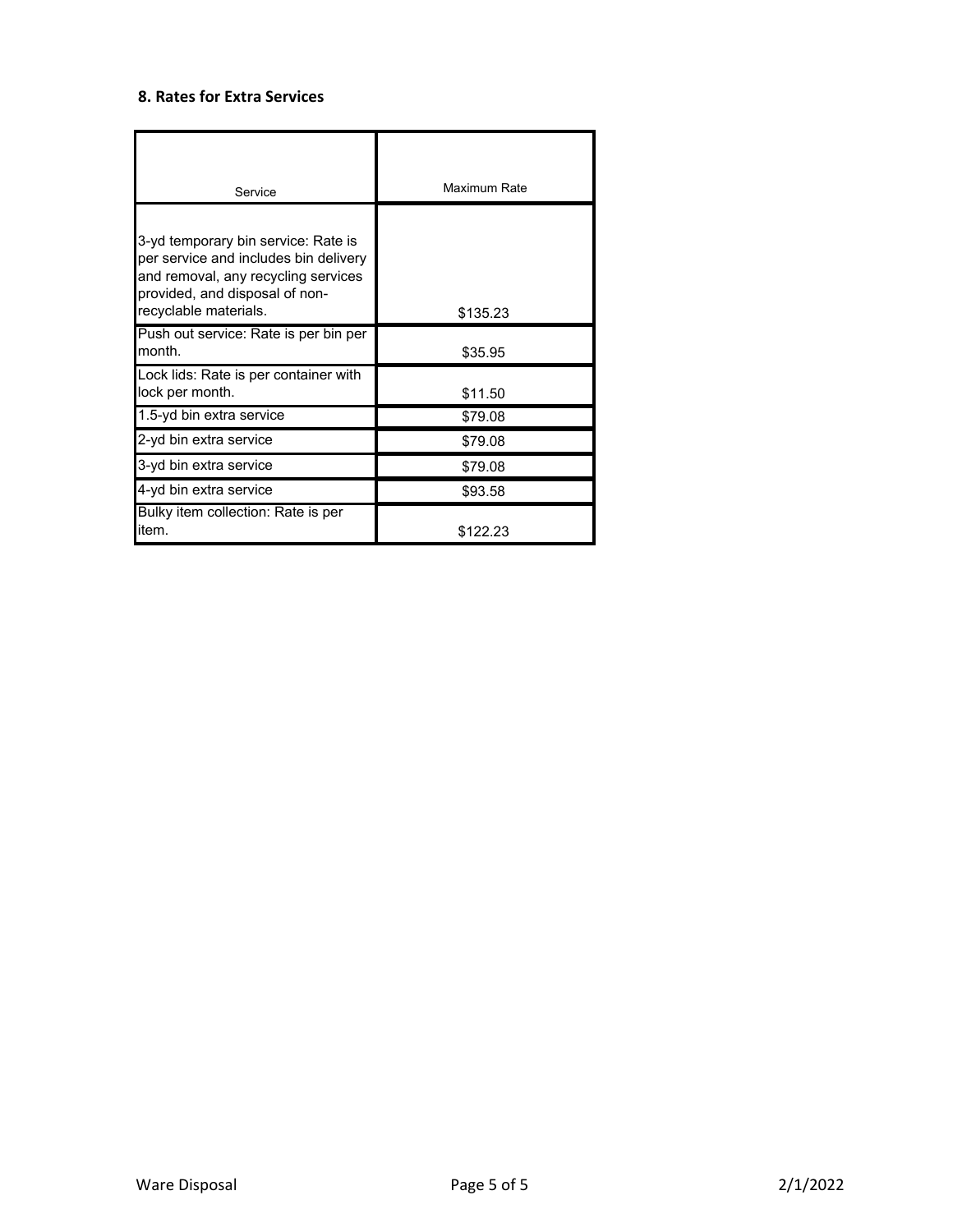### 8. Rates for Extra Services

| Service | Maximum Rate |
| --- | --- |
| 3-yd temporary bin service: Rate is per service and includes bin delivery and removal, any recycling services provided, and disposal of non-recyclable materials. | $135.23 |
| Push out service: Rate is per bin per month. | $35.95 |
| Lock lids: Rate is per container with lock per month. | $11.50 |
| 1.5-yd bin extra service | $79.08 |
| 2-yd bin extra service | $79.08 |
| 3-yd bin extra service | $79.08 |
| 4-yd bin extra service | $93.58 |
| Bulky item collection: Rate is per item. | $122.23 |